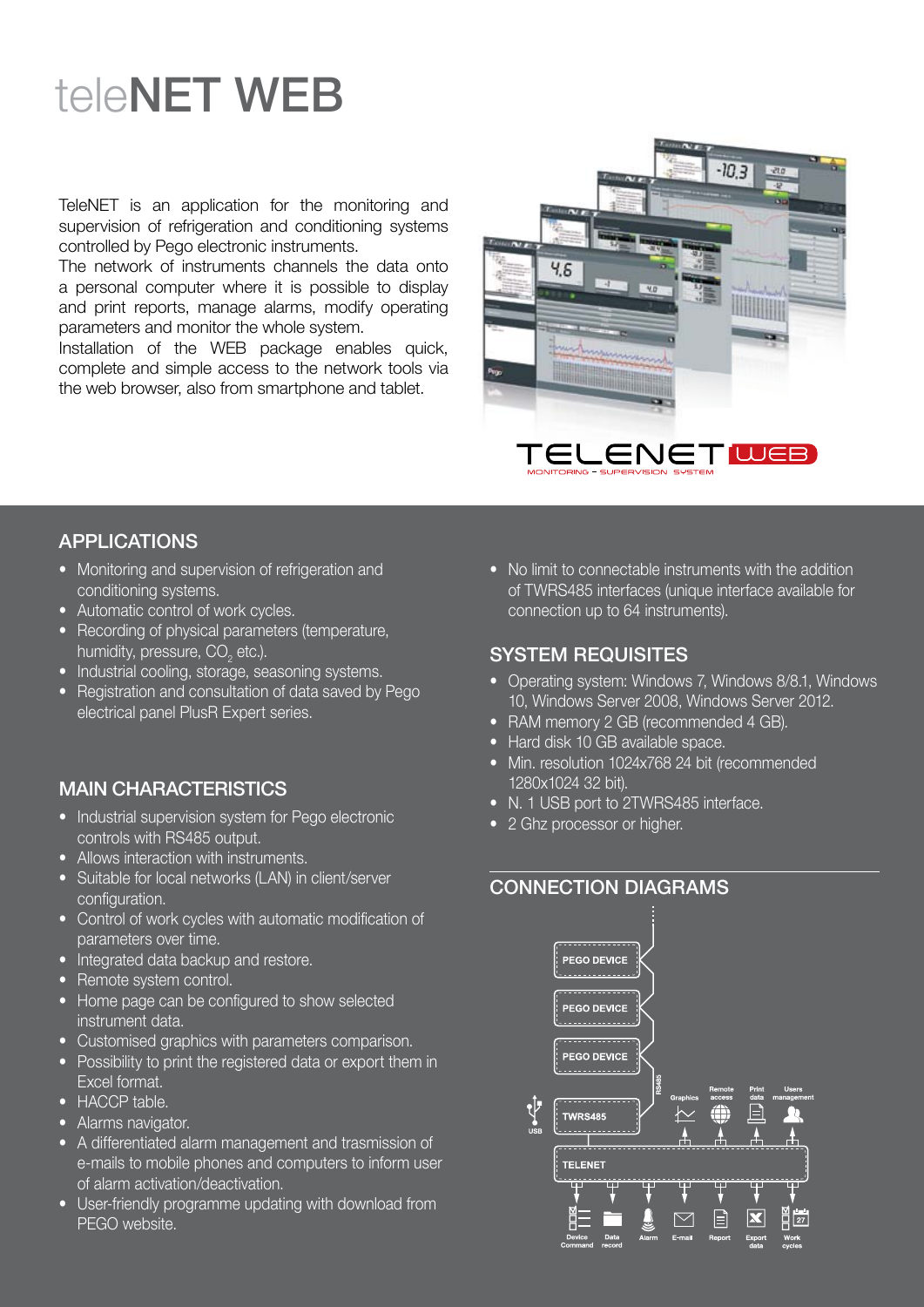# teleNET WEB

TeleNET is an application for the monitoring and supervision of refrigeration and conditioning systems controlled by Pego electronic instruments.
The network of instruments channels the data onto a personal computer where it is possible to display and print reports, manage alarms, modify operating parameters and monitor the whole system.
Installation of the WEB package enables quick, complete and simple access to the network tools via the web browser, also from smartphone and tablet.

## APPLICATIONS

- Monitoring and supervision of refrigeration and conditioning systems.
- Automatic control of work cycles.
- Recording of physical parameters (temperature, humidity, pressure, $CO_2$ etc.).
- Industrial cooling, storage, seasoning systems.
- Registration and consultation of data saved by Pego electrical panel PlusR Expert series.
- No limit to connectable instruments with the addition of TWRS485 interfaces (unique interface available for connection up to 64 instruments).

## MAIN CHARACTERISTICS

- Industrial supervision system for Pego electronic controls with RS485 output.
- Allows interaction with instruments.
- Suitable for local networks (LAN) in client/server configuration.
- Control of work cycles with automatic modification of parameters over time.
- Integrated data backup and restore.
- Remote system control.
- Home page can be configured to show selected instrument data.
- Customised graphics with parameters comparison.
- Possibility to print the registered data or export them in Excel format.
- HACCP table.
- Alarms navigator.
- A differentiated alarm management and trasmission of e-mails to mobile phones and computers to inform user of alarm activation/deactivation.
- User-friendly programme updating with download from PEGO website.

## SYSTEM REQUISITES

- Operating system: Windows 7, Windows 8/8.1, Windows 10, Windows Server 2008, Windows Server 2012.
- RAM memory 2 GB (recommended 4 GB).
- Hard disk 10 GB available space.
- Min. resolution 1024x768 24 bit (recommended 1280x1024 32 bit).
- N. 1 USB port to 2TWRS485 interface.
- 2 Ghz processor or higher.

## CONNECTION DIAGRAMS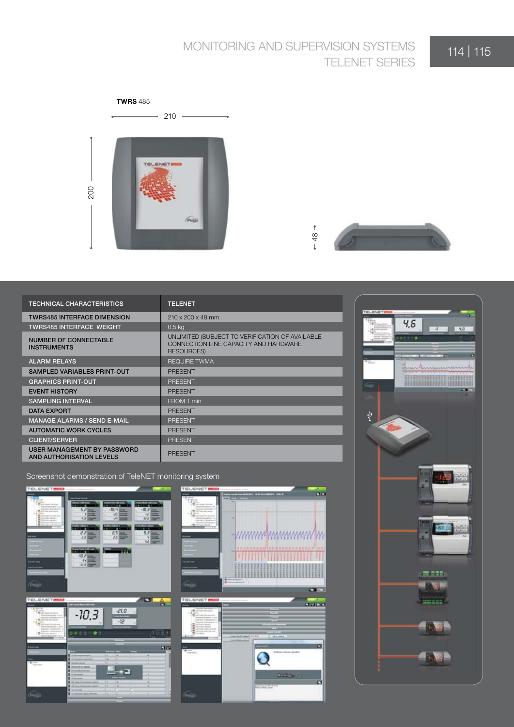# MONITORING AND SUPERVISION SYSTEMS
## TELENET SERIES

**TWRS** 485

210

200

48

| TECHNICAL CHARACTERISTICS | TELENET |
| --- | --- |
| TWRS485 INTERFACE DIMENSION | 210 x 200 x 48 mm |
| TWRS485 INTERFACE WEIGHT | 0,5 kg |
| NUMBER OF CONNECTABLE INSTRUMENTS | UNLIMITED (SUBJECT TO VERIFICATION OF AVAILABLE CONNECTION LINE CAPACITY AND HARDWARE RESOURCES) |
| ALARM RELAYS | REQUIRE TWMA |
| SAMPLED VARIABLES PRINT-OUT | PRESENT |
| GRAPHICS PRINT-OUT | PRESENT |
| EVENT HISTORY | PRESENT |
| SAMPLING INTERVAL | FROM 1 min |
| DATA EXPORT | PRESENT |
| MANAGE ALARMS / SEND E-MAIL | PRESENT |
| AUTOMATIC WORK CYCLES | PRESENT |
| CLIENT/SERVER | PRESENT |
| USER MANAGEMENT BY PASSWORD AND AUTHORISATION LEVELS | PRESENT |

Screenshot demonstration of TeleNET monitoring system